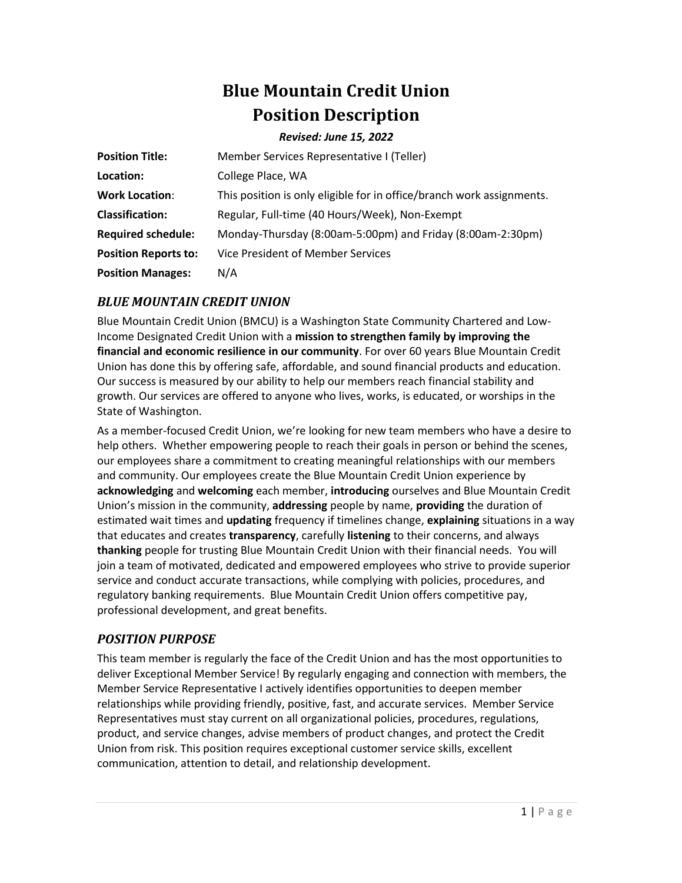# Blue Mountain Credit Union
# Position Description

***Revised: June 15, 2022***

| | |
|---|---|
| **Position Title:** | Member Services Representative I (Teller) |
| **Location:** | College Place, WA |
| **Work Location**: | This position is only eligible for in office/branch work assignments. |
| **Classification:** | Regular, Full-time (40 Hours/Week), Non-Exempt |
| **Required schedule:** | Monday-Thursday (8:00am-5:00pm) and Friday (8:00am-2:30pm) |
| **Position Reports to:** | Vice President of Member Services |
| **Position Manages:** | N/A |

## *BLUE MOUNTAIN CREDIT UNION*

Blue Mountain Credit Union (BMCU) is a Washington State Community Chartered and Low-Income Designated Credit Union with a **mission to strengthen family by improving the financial and economic resilience in our community**. For over 60 years Blue Mountain Credit Union has done this by offering safe, affordable, and sound financial products and education. Our success is measured by our ability to help our members reach financial stability and growth. Our services are offered to anyone who lives, works, is educated, or worships in the State of Washington.

As a member-focused Credit Union, we're looking for new team members who have a desire to help others. Whether empowering people to reach their goals in person or behind the scenes, our employees share a commitment to creating meaningful relationships with our members and community. Our employees create the Blue Mountain Credit Union experience by **acknowledging** and **welcoming** each member, **introducing** ourselves and Blue Mountain Credit Union's mission in the community, **addressing** people by name, **providing** the duration of estimated wait times and **updating** frequency if timelines change, **explaining** situations in a way that educates and creates **transparency**, carefully **listening** to their concerns, and always **thanking** people for trusting Blue Mountain Credit Union with their financial needs. You will join a team of motivated, dedicated and empowered employees who strive to provide superior service and conduct accurate transactions, while complying with policies, procedures, and regulatory banking requirements. Blue Mountain Credit Union offers competitive pay, professional development, and great benefits.

## *POSITION PURPOSE*

This team member is regularly the face of the Credit Union and has the most opportunities to deliver Exceptional Member Service! By regularly engaging and connection with members, the Member Service Representative I actively identifies opportunities to deepen member relationships while providing friendly, positive, fast, and accurate services. Member Service Representatives must stay current on all organizational policies, procedures, regulations, product, and service changes, advise members of product changes, and protect the Credit Union from risk. This position requires exceptional customer service skills, excellent communication, attention to detail, and relationship development.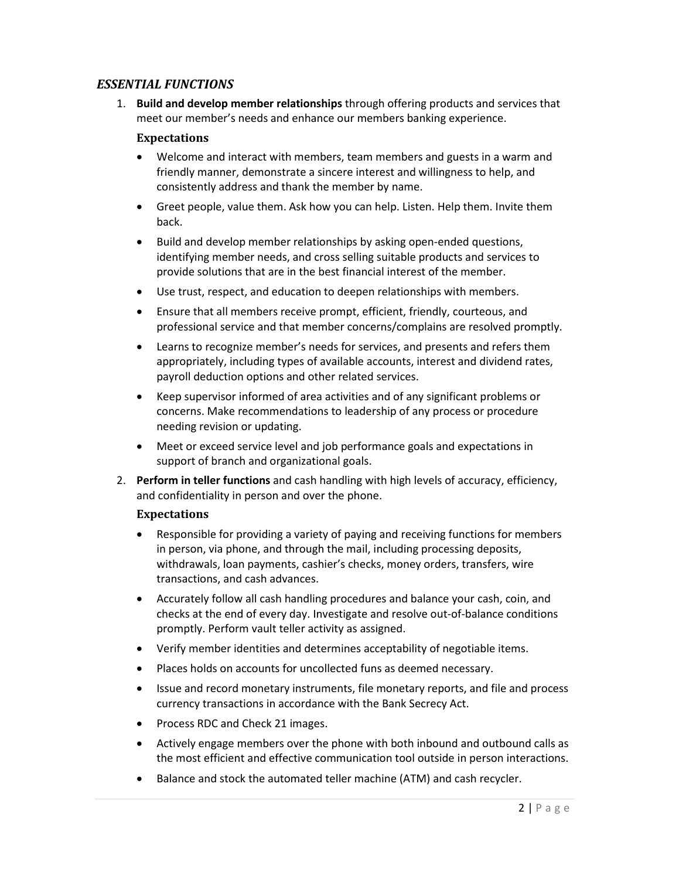## *ESSENTIAL FUNCTIONS*

1. **Build and develop member relationships** through offering products and services that meet our member's needs and enhance our members banking experience.

   ### Expectations

   - Welcome and interact with members, team members and guests in a warm and friendly manner, demonstrate a sincere interest and willingness to help, and consistently address and thank the member by name.
   - Greet people, value them. Ask how you can help. Listen. Help them. Invite them back.
   - Build and develop member relationships by asking open-ended questions, identifying member needs, and cross selling suitable products and services to provide solutions that are in the best financial interest of the member.
   - Use trust, respect, and education to deepen relationships with members.
   - Ensure that all members receive prompt, efficient, friendly, courteous, and professional service and that member concerns/complains are resolved promptly.
   - Learns to recognize member's needs for services, and presents and refers them appropriately, including types of available accounts, interest and dividend rates, payroll deduction options and other related services.
   - Keep supervisor informed of area activities and of any significant problems or concerns. Make recommendations to leadership of any process or procedure needing revision or updating.
   - Meet or exceed service level and job performance goals and expectations in support of branch and organizational goals.

2. **Perform in teller functions** and cash handling with high levels of accuracy, efficiency, and confidentiality in person and over the phone.

   ### Expectations

   - Responsible for providing a variety of paying and receiving functions for members in person, via phone, and through the mail, including processing deposits, withdrawals, loan payments, cashier's checks, money orders, transfers, wire transactions, and cash advances.
   - Accurately follow all cash handling procedures and balance your cash, coin, and checks at the end of every day. Investigate and resolve out-of-balance conditions promptly. Perform vault teller activity as assigned.
   - Verify member identities and determines acceptability of negotiable items.
   - Places holds on accounts for uncollected funs as deemed necessary.
   - Issue and record monetary instruments, file monetary reports, and file and process currency transactions in accordance with the Bank Secrecy Act.
   - Process RDC and Check 21 images.
   - Actively engage members over the phone with both inbound and outbound calls as the most efficient and effective communication tool outside in person interactions.
   - Balance and stock the automated teller machine (ATM) and cash recycler.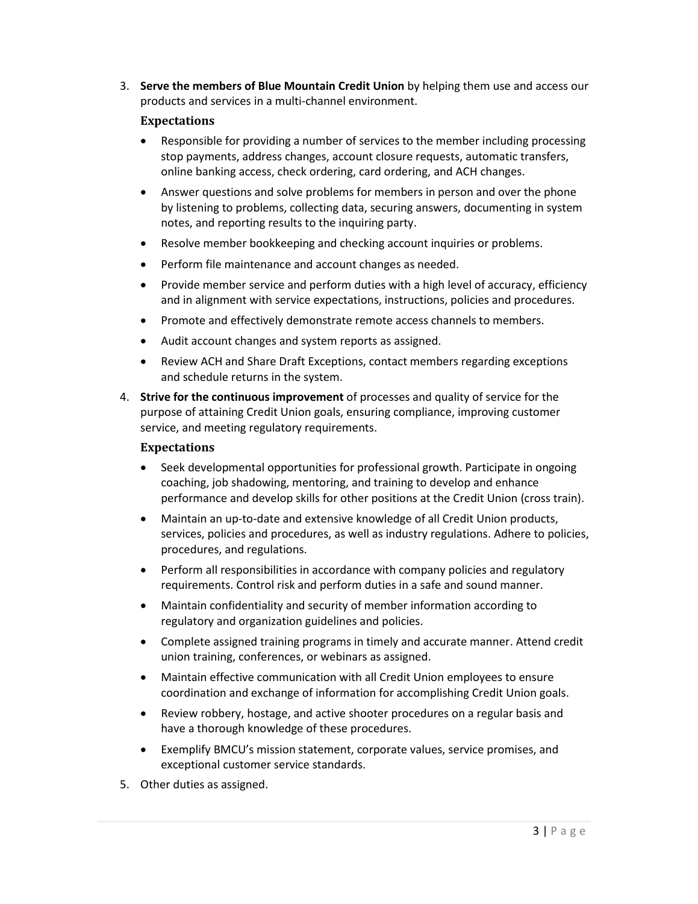3. **Serve the members of Blue Mountain Credit Union** by helping them use and access our products and services in a multi-channel environment.

   **Expectations**

   - Responsible for providing a number of services to the member including processing stop payments, address changes, account closure requests, automatic transfers, online banking access, check ordering, card ordering, and ACH changes.
   - Answer questions and solve problems for members in person and over the phone by listening to problems, collecting data, securing answers, documenting in system notes, and reporting results to the inquiring party.
   - Resolve member bookkeeping and checking account inquiries or problems.
   - Perform file maintenance and account changes as needed.
   - Provide member service and perform duties with a high level of accuracy, efficiency and in alignment with service expectations, instructions, policies and procedures.
   - Promote and effectively demonstrate remote access channels to members.
   - Audit account changes and system reports as assigned.
   - Review ACH and Share Draft Exceptions, contact members regarding exceptions and schedule returns in the system.

4. **Strive for the continuous improvement** of processes and quality of service for the purpose of attaining Credit Union goals, ensuring compliance, improving customer service, and meeting regulatory requirements.

   **Expectations**

   - Seek developmental opportunities for professional growth. Participate in ongoing coaching, job shadowing, mentoring, and training to develop and enhance performance and develop skills for other positions at the Credit Union (cross train).
   - Maintain an up-to-date and extensive knowledge of all Credit Union products, services, policies and procedures, as well as industry regulations. Adhere to policies, procedures, and regulations.
   - Perform all responsibilities in accordance with company policies and regulatory requirements. Control risk and perform duties in a safe and sound manner.
   - Maintain confidentiality and security of member information according to regulatory and organization guidelines and policies.
   - Complete assigned training programs in timely and accurate manner. Attend credit union training, conferences, or webinars as assigned.
   - Maintain effective communication with all Credit Union employees to ensure coordination and exchange of information for accomplishing Credit Union goals.
   - Review robbery, hostage, and active shooter procedures on a regular basis and have a thorough knowledge of these procedures.
   - Exemplify BMCU's mission statement, corporate values, service promises, and exceptional customer service standards.

5. Other duties as assigned.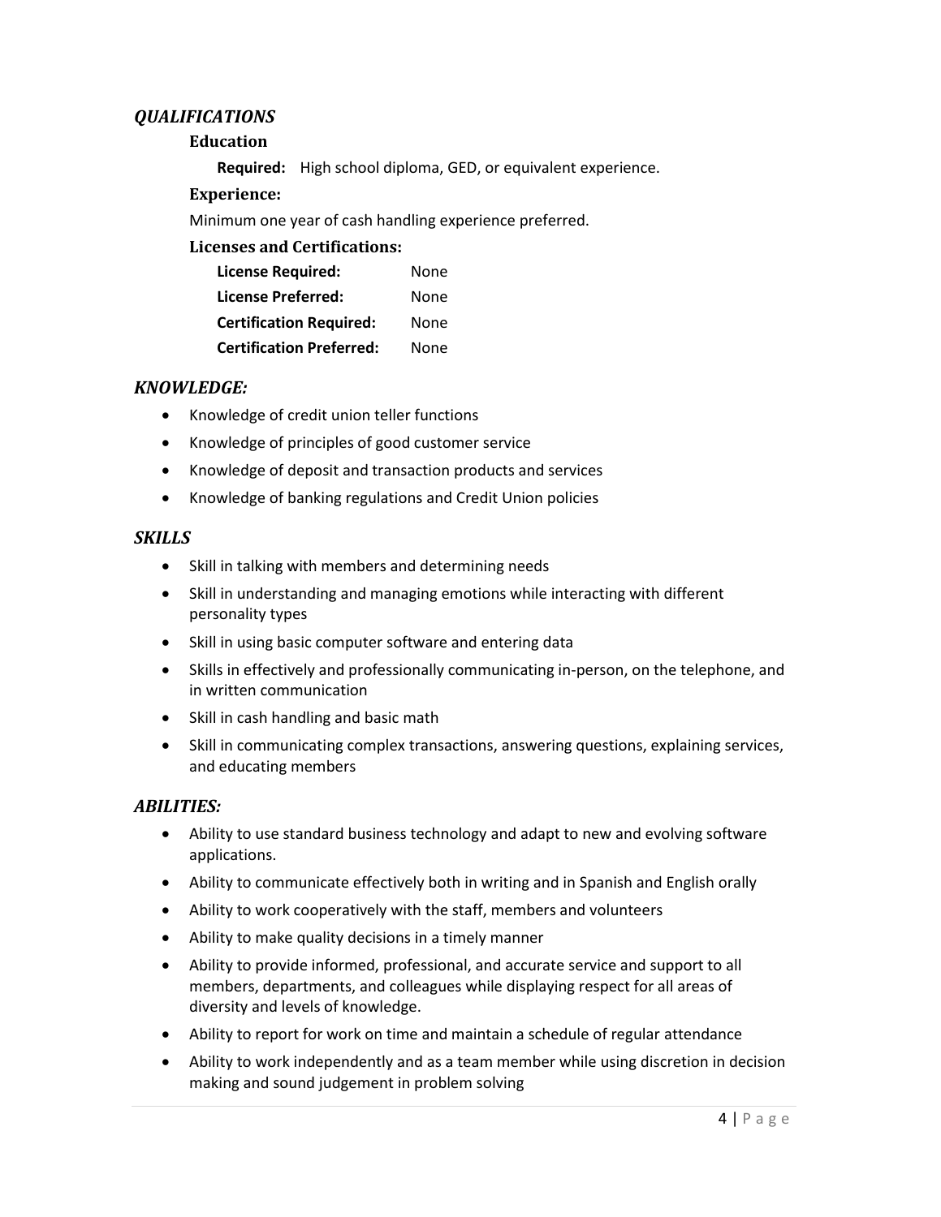## *QUALIFICATIONS*

### Education

**Required:** High school diploma, GED, or equivalent experience.

### Experience:

Minimum one year of cash handling experience preferred.

### Licenses and Certifications:

| | |
|---|---|
| **License Required:** | None |
| **License Preferred:** | None |
| **Certification Required:** | None |
| **Certification Preferred:** | None |

## *KNOWLEDGE:*

- Knowledge of credit union teller functions
- Knowledge of principles of good customer service
- Knowledge of deposit and transaction products and services
- Knowledge of banking regulations and Credit Union policies

## *SKILLS*

- Skill in talking with members and determining needs
- Skill in understanding and managing emotions while interacting with different personality types
- Skill in using basic computer software and entering data
- Skills in effectively and professionally communicating in-person, on the telephone, and in written communication
- Skill in cash handling and basic math
- Skill in communicating complex transactions, answering questions, explaining services, and educating members

## *ABILITIES:*

- Ability to use standard business technology and adapt to new and evolving software applications.
- Ability to communicate effectively both in writing and in Spanish and English orally
- Ability to work cooperatively with the staff, members and volunteers
- Ability to make quality decisions in a timely manner
- Ability to provide informed, professional, and accurate service and support to all members, departments, and colleagues while displaying respect for all areas of diversity and levels of knowledge.
- Ability to report for work on time and maintain a schedule of regular attendance
- Ability to work independently and as a team member while using discretion in decision making and sound judgement in problem solving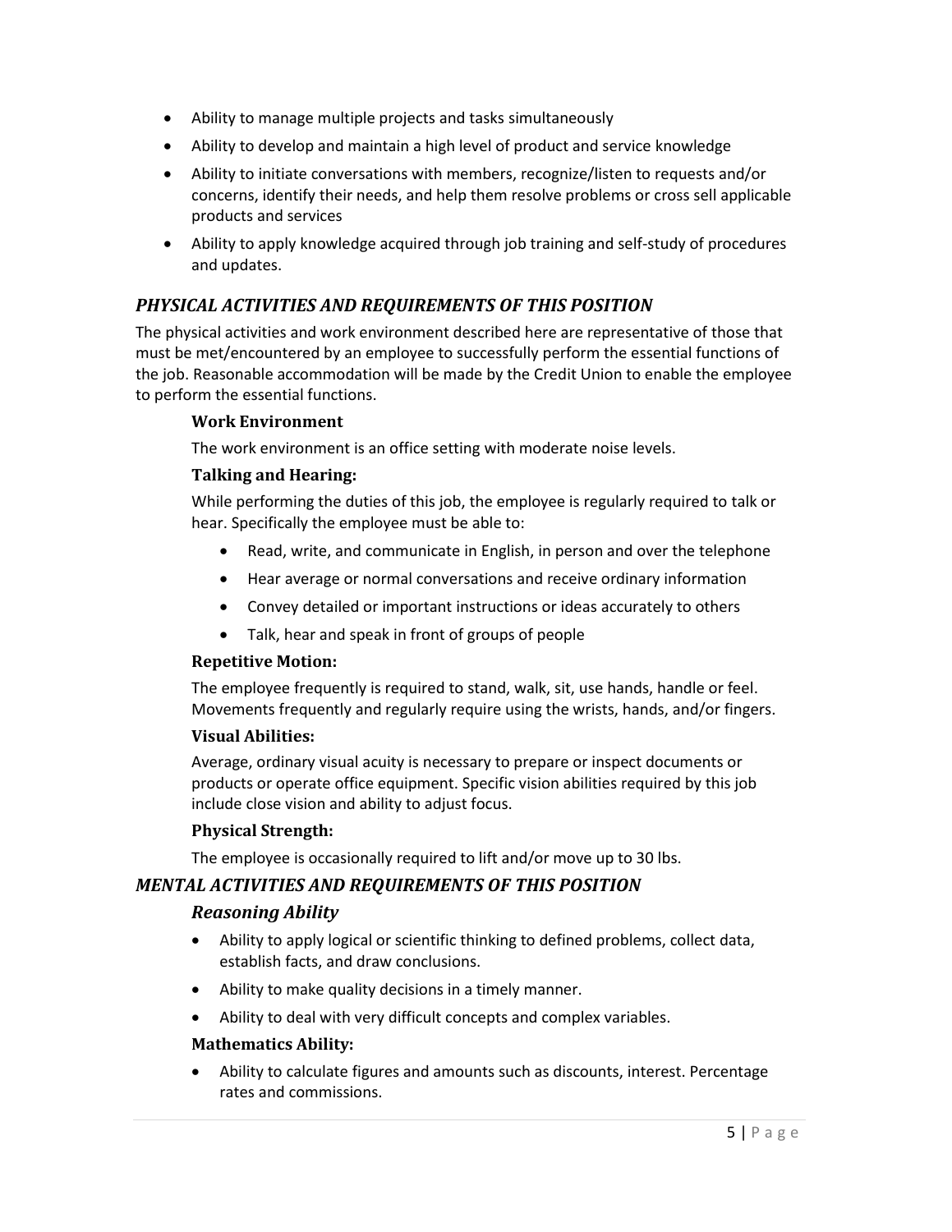- Ability to manage multiple projects and tasks simultaneously
- Ability to develop and maintain a high level of product and service knowledge
- Ability to initiate conversations with members, recognize/listen to requests and/or concerns, identify their needs, and help them resolve problems or cross sell applicable products and services
- Ability to apply knowledge acquired through job training and self-study of procedures and updates.

## *PHYSICAL ACTIVITIES AND REQUIREMENTS OF THIS POSITION*

The physical activities and work environment described here are representative of those that must be met/encountered by an employee to successfully perform the essential functions of the job. Reasonable accommodation will be made by the Credit Union to enable the employee to perform the essential functions.

### Work Environment

The work environment is an office setting with moderate noise levels.

### Talking and Hearing:

While performing the duties of this job, the employee is regularly required to talk or hear. Specifically the employee must be able to:

- Read, write, and communicate in English, in person and over the telephone
- Hear average or normal conversations and receive ordinary information
- Convey detailed or important instructions or ideas accurately to others
- Talk, hear and speak in front of groups of people

### Repetitive Motion:

The employee frequently is required to stand, walk, sit, use hands, handle or feel. Movements frequently and regularly require using the wrists, hands, and/or fingers.

### Visual Abilities:

Average, ordinary visual acuity is necessary to prepare or inspect documents or products or operate office equipment. Specific vision abilities required by this job include close vision and ability to adjust focus.

### Physical Strength:

The employee is occasionally required to lift and/or move up to 30 lbs.

## *MENTAL ACTIVITIES AND REQUIREMENTS OF THIS POSITION*

### *Reasoning Ability*

- Ability to apply logical or scientific thinking to defined problems, collect data, establish facts, and draw conclusions.
- Ability to make quality decisions in a timely manner.
- Ability to deal with very difficult concepts and complex variables.

### Mathematics Ability:

- Ability to calculate figures and amounts such as discounts, interest. Percentage rates and commissions.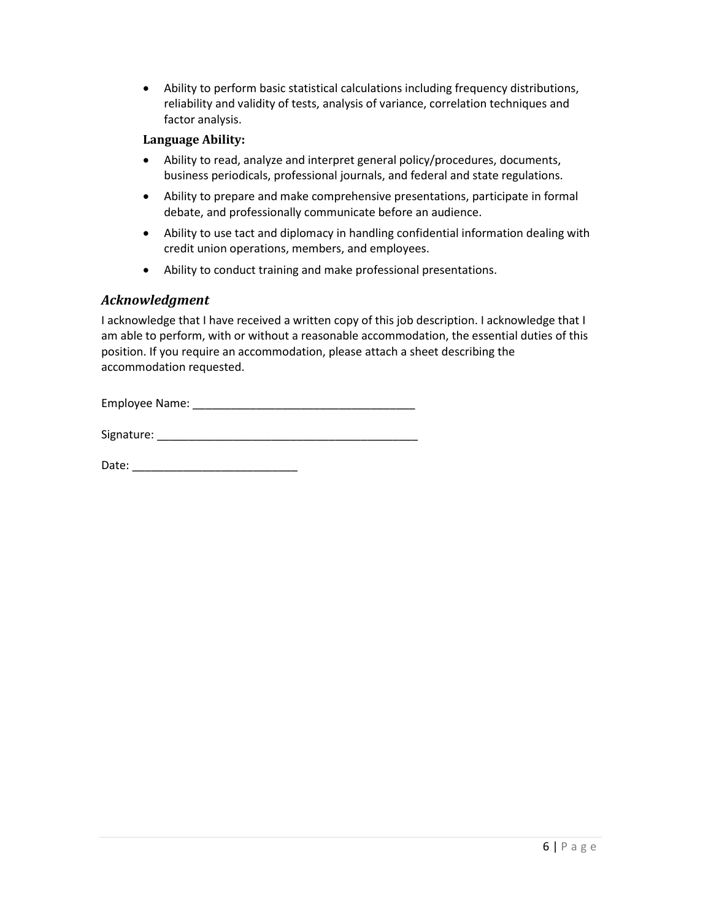- Ability to perform basic statistical calculations including frequency distributions, reliability and validity of tests, analysis of variance, correlation techniques and factor analysis.

**Language Ability:**

- Ability to read, analyze and interpret general policy/procedures, documents, business periodicals, professional journals, and federal and state regulations.
- Ability to prepare and make comprehensive presentations, participate in formal debate, and professionally communicate before an audience.
- Ability to use tact and diplomacy in handling confidential information dealing with credit union operations, members, and employees.
- Ability to conduct training and make professional presentations.

## *Acknowledgment*

I acknowledge that I have received a written copy of this job description. I acknowledge that I am able to perform, with or without a reasonable accommodation, the essential duties of this position. If you require an accommodation, please attach a sheet describing the accommodation requested.

Employee Name: ____________________________________

Signature: __________________________________________

Date: __________________________